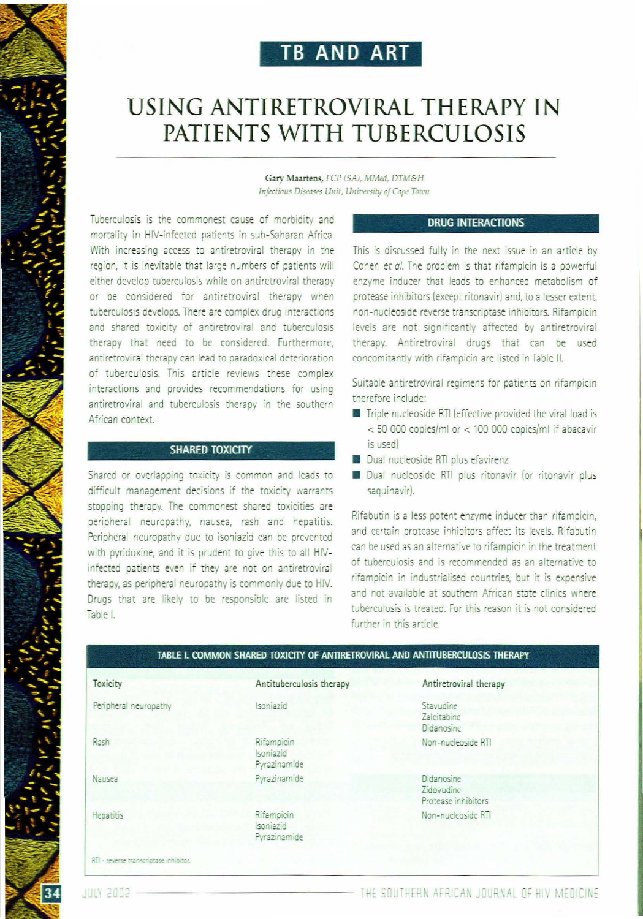## TB AND ART

# USING ANTIRETROVIRAL THERAPY IN PATIENTS WITH TUBERCULOSIS

**Gary Maartens**, *FCP (SA), MMed, DTM&H*
*Infectious Diseases Unit, University of Cape Town*

Tuberculosis is the commonest cause of morbidity and mortality in HIV-infected patients in sub-Saharan Africa. With increasing access to antiretroviral therapy in the region, it is inevitable that large numbers of patients will either develop tuberculosis while on antiretroviral therapy or be considered for antiretroviral therapy when tuberculosis develops. There are complex drug interactions and shared toxicity of antiretroviral and tuberculosis therapy that need to be considered. Furthermore, antiretroviral therapy can lead to paradoxical deterioration of tuberculosis. This article reviews these complex interactions and provides recommendations for using antiretroviral and tuberculosis therapy in the southern African context.

## SHARED TOXICITY

Shared or overlapping toxicity is common and leads to difficult management decisions if the toxicity warrants stopping therapy. The commonest shared toxicities are peripheral neuropathy, nausea, rash and hepatitis. Peripheral neuropathy due to isoniazid can be prevented with pyridoxine, and it is prudent to give this to all HIV-infected patients even if they are not on antiretroviral therapy, as peripheral neuropathy is commonly due to HIV. Drugs that are likely to be responsible are listed in Table I.

## DRUG INTERACTIONS

This is discussed fully in the next issue in an article by Cohen *et al.* The problem is that rifampicin is a powerful enzyme inducer that leads to enhanced metabolism of protease inhibitors (except ritonavir) and, to a lesser extent, non-nucleoside reverse transcriptase inhibitors. Rifampicin levels are not significantly affected by antiretroviral therapy. Antiretroviral drugs that can be used concomitantly with rifampicin are listed in Table II.

Suitable antiretroviral regimens for patients on rifampicin therefore include:

- Triple nucleoside RTI (effective provided the viral load is < 50 000 copies/ml or < 100 000 copies/ml if abacavir is used)
- Dual nucleoside RTI plus efavirenz
- Dual nucleoside RTI plus ritonavir (or ritonavir plus saquinavir).

Rifabutin is a less potent enzyme inducer than rifampicin, and certain protease inhibitors affect its levels. Rifabutin can be used as an alternative to rifampicin in the treatment of tuberculosis and is recommended as an alternative to rifampicin in industrialised countries, but it is expensive and not available at southern African state clinics where tuberculosis is treated. For this reason it is not considered further in this article.

**TABLE I. COMMON SHARED TOXICITY OF ANTIRETROVIRAL AND ANTITUBERCULOSIS THERAPY**

| Toxicity | Antituberculosis therapy | Antiretroviral therapy |
|---|---|---|
| Peripheral neuropathy | Isoniazid | Stavudine<br>Zalcitabine<br>Didanosine |
| Rash | Rifampicin<br>Isoniazid<br>Pyrazinamide | Non-nucleoside RTI |
| Nausea | Pyrazinamide | Didanosine<br>Zidovudine<br>Protease inhibitors |
| Hepatitis | Rifampicin<br>Isoniazid<br>Pyrazinamide | Non-nucleoside RTI |

RTI - reverse transcriptase inhibitor.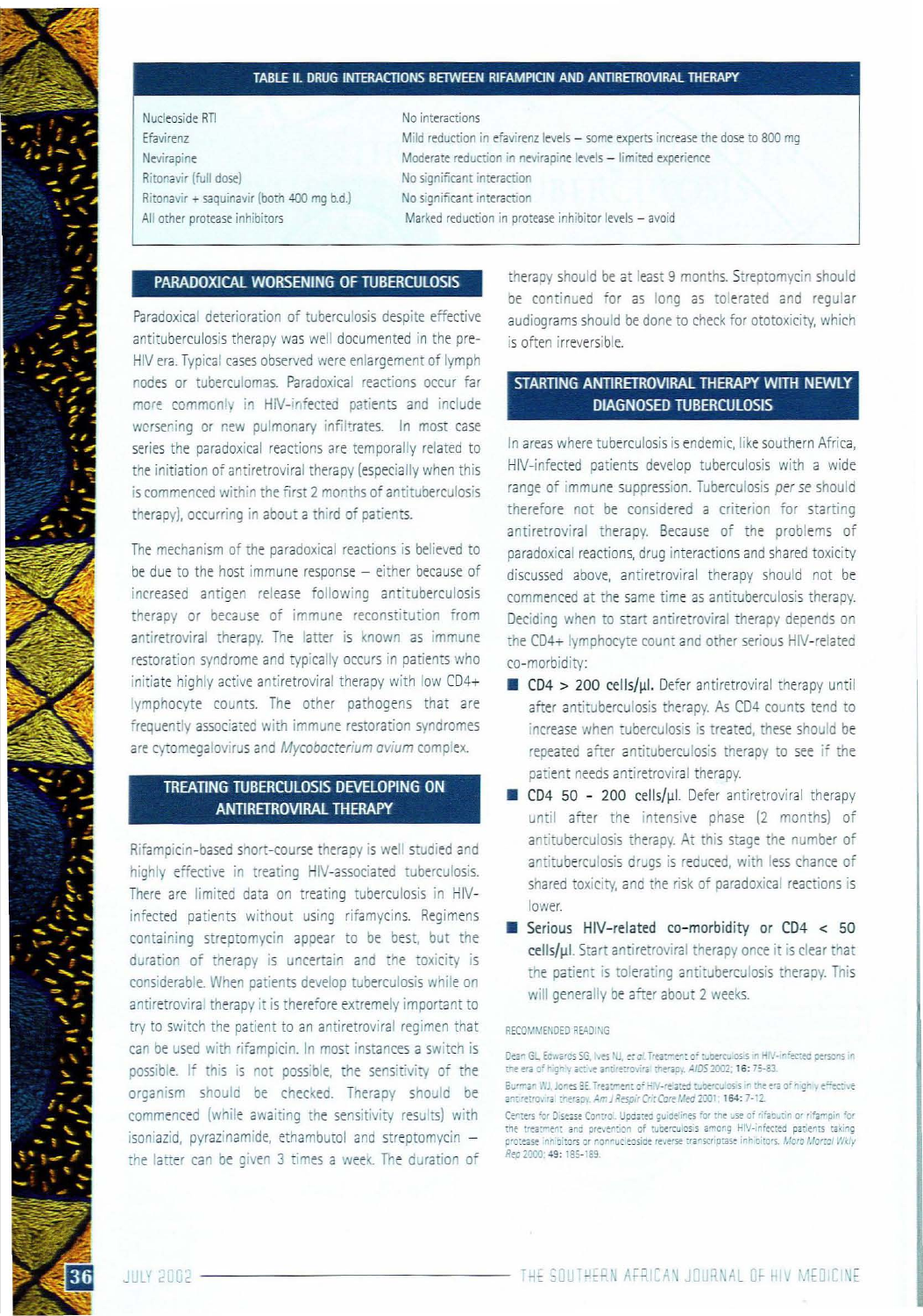**TABLE II. DRUG INTERACTIONS BETWEEN RIFAMPICIN AND ANTIRETROVIRAL THERAPY**

| | |
|---|---|
| Nucleoside RTI | No interactions |
| Efavirenz | Mild reduction in efavirenz levels – some experts increase the dose to 800 mg |
| Nevirapine | Moderate reduction in nevirapine levels – limited experience |
| Ritonavir (full dose) | No significant interaction |
| Ritonavir + saquinavir (both 400 mg b.d.) | No significant interaction |
| All other protease inhibitors | Marked reduction in protease inhibitor levels – avoid |

## PARADOXICAL WORSENING OF TUBERCULOSIS

Paradoxical deterioration of tuberculosis despite effective antituberculosis therapy was well documented in the pre-HIV era. Typical cases observed were enlargement of lymph nodes or tuberculomas. Paradoxical reactions occur far more commonly in HIV-infected patients and include worsening or new pulmonary infiltrates. In most case series the paradoxical reactions are temporally related to the initiation of antiretroviral therapy (especially when this is commenced within the first 2 months of antituberculosis therapy), occurring in about a third of patients.

The mechanism of the paradoxical reactions is believed to be due to the host immune response – either because of increased antigen release following antituberculosis therapy or because of immune reconstitution from antiretroviral therapy. The latter is known as immune restoration syndrome and typically occurs in patients who initiate highly active antiretroviral therapy with low CD4+ lymphocyte counts. The other pathogens that are frequently associated with immune restoration syndromes are cytomegalovirus and *Mycobacterium avium* complex.

## TREATING TUBERCULOSIS DEVELOPING ON ANTIRETROVIRAL THERAPY

Rifampicin-based short-course therapy is well studied and highly effective in treating HIV-associated tuberculosis. There are limited data on treating tuberculosis in HIV-infected patients without using rifamycins. Regimens containing streptomycin appear to be best, but the duration of therapy is uncertain and the toxicity is considerable. When patients develop tuberculosis while on antiretroviral therapy it is therefore extremely important to try to switch the patient to an antiretroviral regimen that can be used with rifampicin. In most instances a switch is possible. If this is not possible, the sensitivity of the organism should be checked. Therapy should be commenced (while awaiting the sensitivity results) with isoniazid, pyrazinamide, ethambutol and streptomycin – the latter can be given 3 times a week. The duration of therapy should be at least 9 months. Streptomycin should be continued for as long as tolerated and regular audiograms should be done to check for ototoxicity, which is often irreversible.

## STARTING ANTIRETROVIRAL THERAPY WITH NEWLY DIAGNOSED TUBERCULOSIS

In areas where tuberculosis is endemic, like southern Africa, HIV-infected patients develop tuberculosis with a wide range of immune suppression. Tuberculosis *per se* should therefore not be considered a criterion for starting antiretroviral therapy. Because of the problems of paradoxical reactions, drug interactions and shared toxicity discussed above, antiretroviral therapy should not be commenced at the same time as antituberculosis therapy. Deciding when to start antiretroviral therapy depends on the CD4+ lymphocyte count and other serious HIV-related co-morbidity:

- **CD4 > 200 cells/µl.** Defer antiretroviral therapy until after antituberculosis therapy. As CD4 counts tend to increase when tuberculosis is treated, these should be repeated after antituberculosis therapy to see if the patient needs antiretroviral therapy.
- **CD4 50 - 200 cells/µl.** Defer antiretroviral therapy until after the intensive phase (2 months) of antituberculosis therapy. At this stage the number of antituberculosis drugs is reduced, with less chance of shared toxicity, and the risk of paradoxical reactions is lower.
- **Serious HIV-related co-morbidity or CD4 < 50 cells/µl.** Start antiretroviral therapy once it is clear that the patient is tolerating antituberculosis therapy. This will generally be after about 2 weeks.

RECOMMENDED READING

Dean GL, Edwards SG, Ives NJ, *et al.* Treatment of tuberculosis in HIV-infected persons in the era of highly active antiretroviral therapy. *AIDS* 2002; **16:** 75-83.

Burman WJ, Jones BE. Treatment of HIV-related tuberculosis in the era of highly effective antiretroviral therapy. *Am J Respir Crit Care Med* 2001; **164:** 7-12.

Centers for Disease Control. Updated guidelines for the use of rifabutin or rifampin for the treatment and prevention of tuberculosis among HIV-infected patients taking protease inhibitors or nonnucleoside reverse transcriptase inhibitors. *Morb Mortal Wkly Rep* 2000; **49:** 185-189.